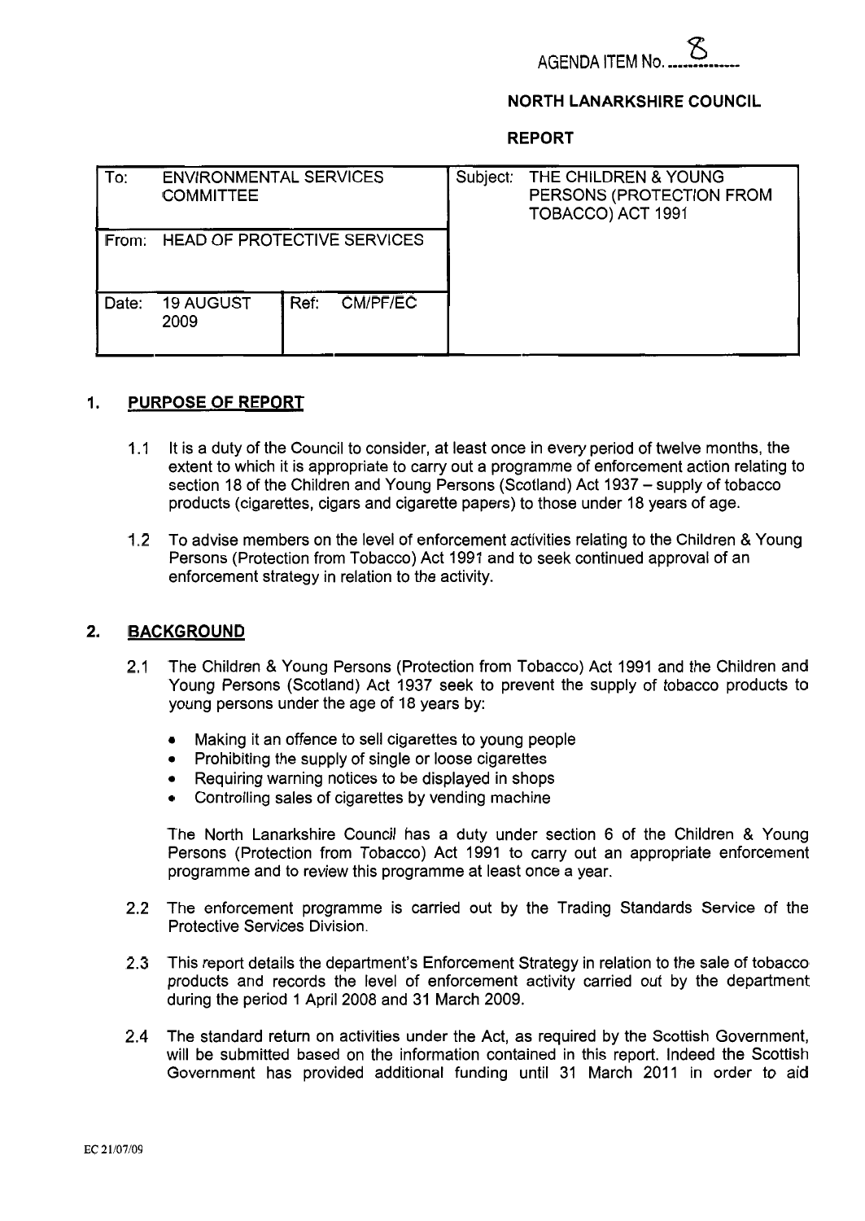AGENDA ITEM No. 8

**NORTH LANARKSHIRE COUNCIL**

**REPORT**

| To: | ENVIRONMENTAL SERVICES COMMITTEE | | | Subject: THE CHILDREN & YOUNG PERSONS (PROTECTION FROM TOBACCO) ACT 1991 |
|---|---|---|---|---|
| From: | HEAD OF PROTECTIVE SERVICES | | | |
| Date: | 19 AUGUST 2009 | Ref: | CM/PF/EC | |

## 1. PURPOSE OF REPORT

1.1 It is a duty of the Council to consider, at least once in every period of twelve months, the extent to which it is appropriate to carry out a programme of enforcement action relating to section 18 of the Children and Young Persons (Scotland) Act 1937 – supply of tobacco products (cigarettes, cigars and cigarette papers) to those under 18 years of age.

1.2 To advise members on the level of enforcement activities relating to the Children & Young Persons (Protection from Tobacco) Act 1991 and to seek continued approval of an enforcement strategy in relation to the activity.

## 2. BACKGROUND

2.1 The Children & Young Persons (Protection from Tobacco) Act 1991 and the Children and Young Persons (Scotland) Act 1937 seek to prevent the supply of tobacco products to young persons under the age of 18 years by:

- Making it an offence to sell cigarettes to young people
- Prohibiting the supply of single or loose cigarettes
- Requiring warning notices to be displayed in shops
- Controlling sales of cigarettes by vending machine

The North Lanarkshire Council has a duty under section 6 of the Children & Young Persons (Protection from Tobacco) Act 1991 to carry out an appropriate enforcement programme and to review this programme at least once a year.

2.2 The enforcement programme is carried out by the Trading Standards Service of the Protective Services Division.

2.3 This report details the department's Enforcement Strategy in relation to the sale of tobacco products and records the level of enforcement activity carried out by the department during the period 1 April 2008 and 31 March 2009.

2.4 The standard return on activities under the Act, as required by the Scottish Government, will be submitted based on the information contained in this report. Indeed the Scottish Government has provided additional funding until 31 March 2011 in order to aid

EC 21/07/09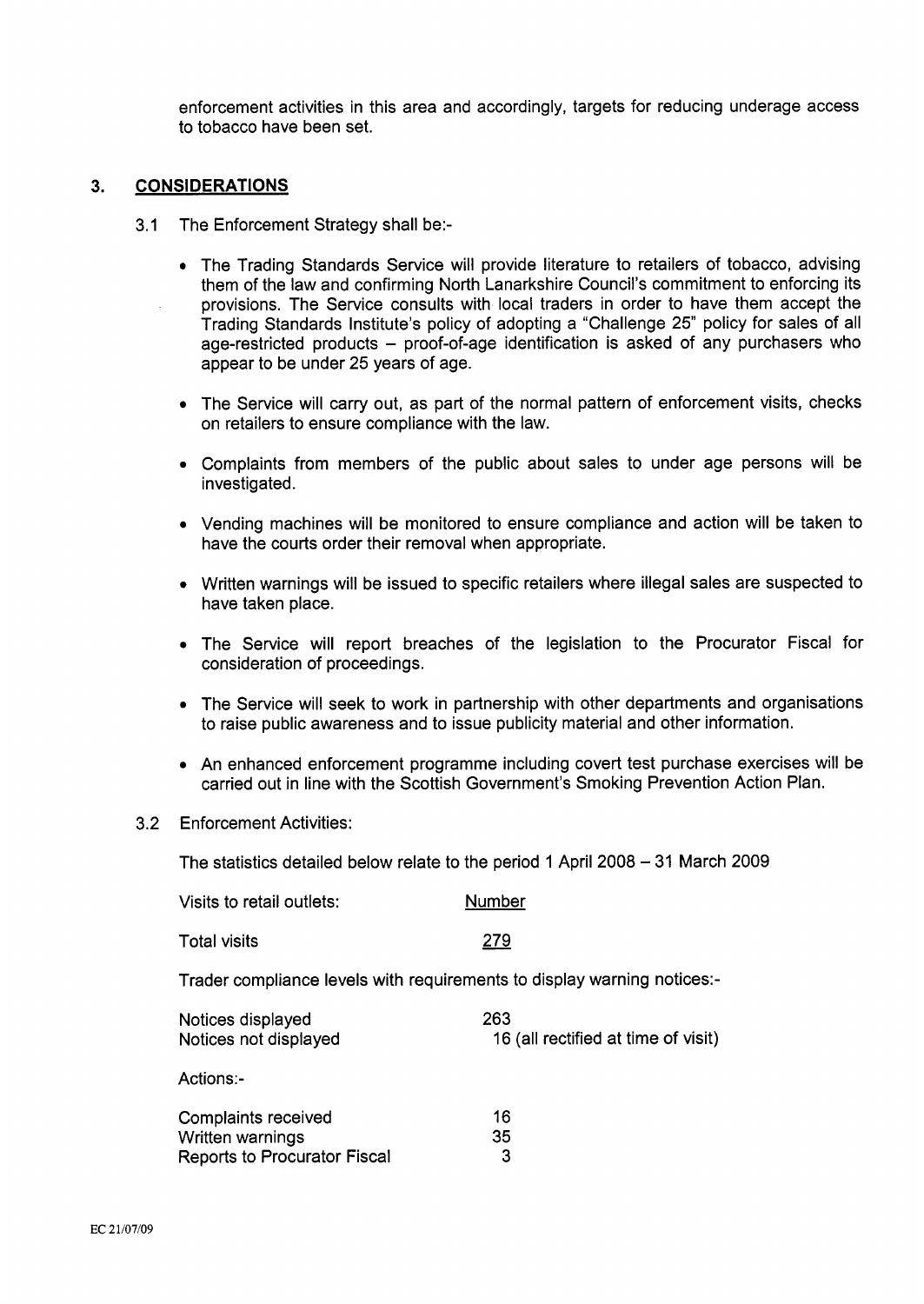enforcement activities in this area and accordingly, targets for reducing underage access to tobacco have been set.

## 3. CONSIDERATIONS

3.1 The Enforcement Strategy shall be:-

- The Trading Standards Service will provide literature to retailers of tobacco, advising them of the law and confirming North Lanarkshire Council's commitment to enforcing its provisions. The Service consults with local traders in order to have them accept the Trading Standards Institute's policy of adopting a "Challenge 25" policy for sales of all age-restricted products – proof-of-age identification is asked of any purchasers who appear to be under 25 years of age.
- The Service will carry out, as part of the normal pattern of enforcement visits, checks on retailers to ensure compliance with the law.
- Complaints from members of the public about sales to under age persons will be investigated.
- Vending machines will be monitored to ensure compliance and action will be taken to have the courts order their removal when appropriate.
- Written warnings will be issued to specific retailers where illegal sales are suspected to have taken place.
- The Service will report breaches of the legislation to the Procurator Fiscal for consideration of proceedings.
- The Service will seek to work in partnership with other departments and organisations to raise public awareness and to issue publicity material and other information.
- An enhanced enforcement programme including covert test purchase exercises will be carried out in line with the Scottish Government's Smoking Prevention Action Plan.

3.2 Enforcement Activities:

The statistics detailed below relate to the period 1 April 2008 – 31 March 2009

| Visits to retail outlets: | Number |
|---|---|
| Total visits | 279 |

Trader compliance levels with requirements to display warning notices:-

| | |
|---|---|
| Notices displayed | 263 |
| Notices not displayed | 16 (all rectified at time of visit) |

Actions:-

| | |
|---|---|
| Complaints received | 16 |
| Written warnings | 35 |
| Reports to Procurator Fiscal | 3 |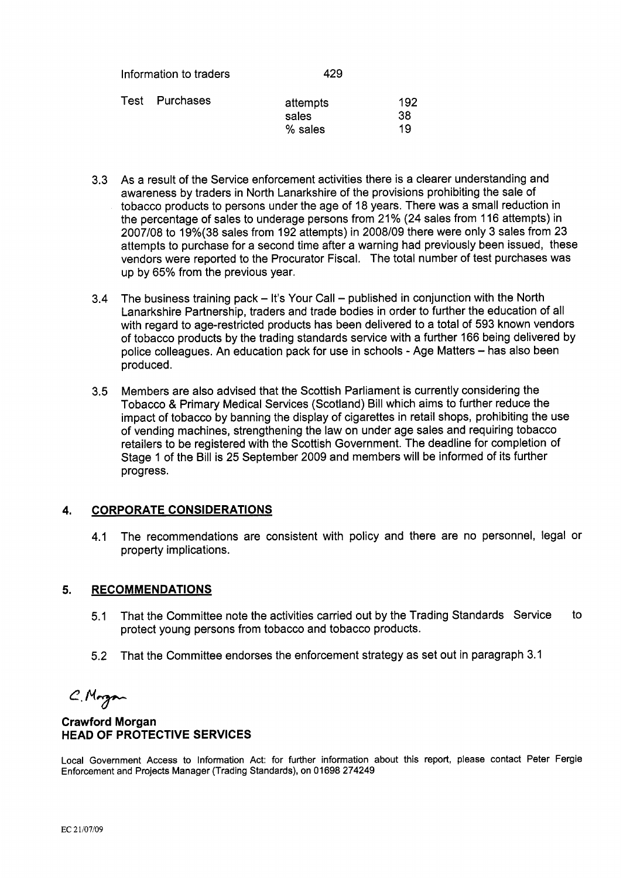| | | |
|---|---|---|
| Information to traders | 429 | |
| Test Purchases | attempts | 192 |
| | sales | 38 |
| | % sales | 19 |

3.3 As a result of the Service enforcement activities there is a clearer understanding and awareness by traders in North Lanarkshire of the provisions prohibiting the sale of tobacco products to persons under the age of 18 years. There was a small reduction in the percentage of sales to underage persons from 21% (24 sales from 116 attempts) in 2007/08 to 19%(38 sales from 192 attempts) in 2008/09 there were only 3 sales from 23 attempts to purchase for a second time after a warning had previously been issued, these vendors were reported to the Procurator Fiscal. The total number of test purchases was up by 65% from the previous year.

3.4 The business training pack – It's Your Call – published in conjunction with the North Lanarkshire Partnership, traders and trade bodies in order to further the education of all with regard to age-restricted products has been delivered to a total of 593 known vendors of tobacco products by the trading standards service with a further 166 being delivered by police colleagues. An education pack for use in schools - Age Matters – has also been produced.

3.5 Members are also advised that the Scottish Parliament is currently considering the Tobacco & Primary Medical Services (Scotland) Bill which aims to further reduce the impact of tobacco by banning the display of cigarettes in retail shops, prohibiting the use of vending machines, strengthening the law on under age sales and requiring tobacco retailers to be registered with the Scottish Government. The deadline for completion of Stage 1 of the Bill is 25 September 2009 and members will be informed of its further progress.

## 4. CORPORATE CONSIDERATIONS

4.1 The recommendations are consistent with policy and there are no personnel, legal or property implications.

## 5. RECOMMENDATIONS

5.1 That the Committee note the activities carried out by the Trading Standards Service to protect young persons from tobacco and tobacco products.

5.2 That the Committee endorses the enforcement strategy as set out in paragraph 3.1

C. Morgan

**Crawford Morgan**
**HEAD OF PROTECTIVE SERVICES**

Local Government Access to Information Act: for further information about this report, please contact Peter Fergie Enforcement and Projects Manager (Trading Standards), on 01698 274249

EC 21/07/09